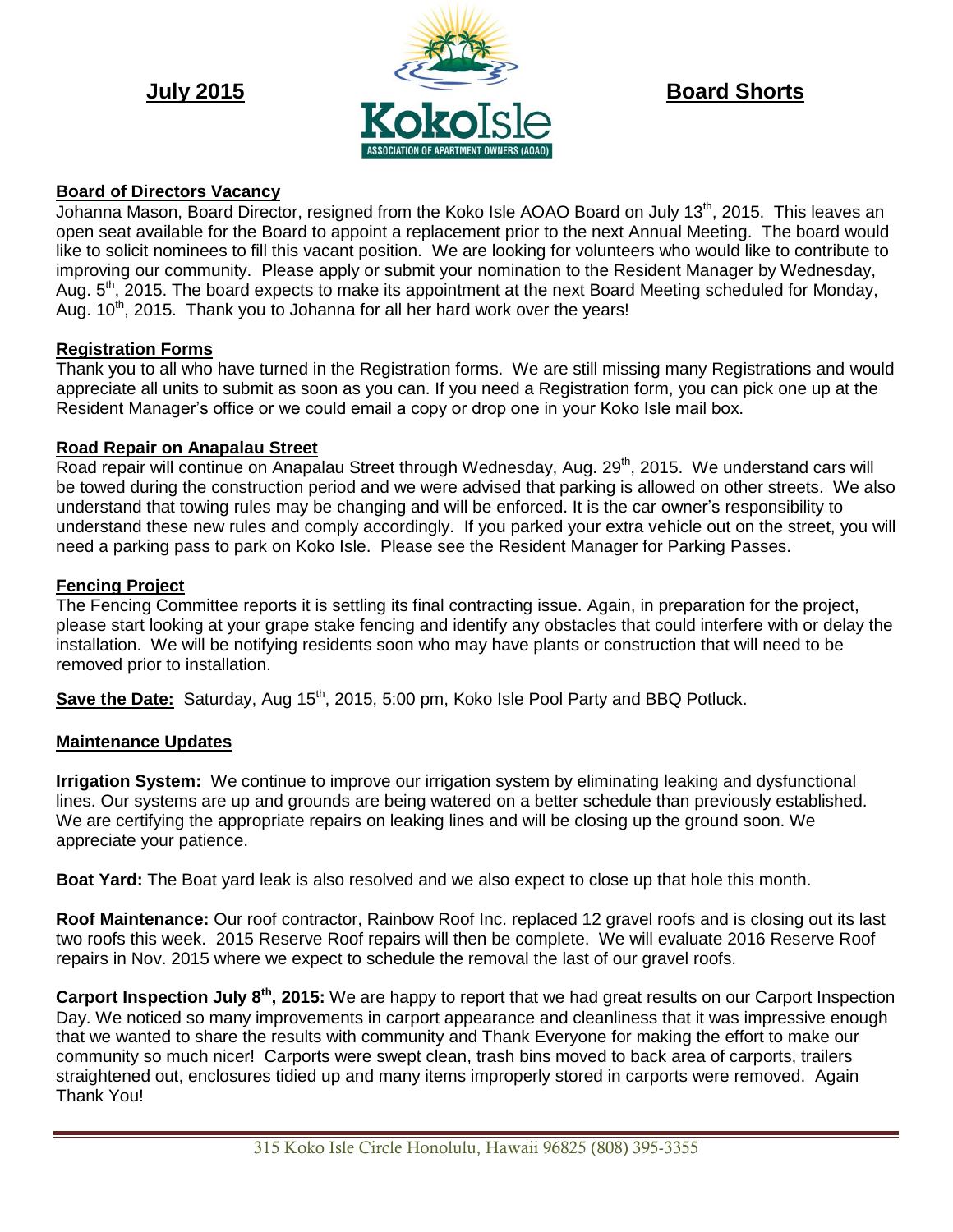**July 2015** — KokoIsle ASSOCIATION OF APARTMENT OWNERS (AOAO) — **Board Shorts**

**Board of Directors Vacancy**

Johanna Mason, Board Director, resigned from the Koko Isle AOAO Board on July 13th, 2015. This leaves an open seat available for the Board to appoint a replacement prior to the next Annual Meeting. The board would like to solicit nominees to fill this vacant position. We are looking for volunteers who would like to contribute to improving our community. Please apply or submit your nomination to the Resident Manager by Wednesday, Aug. 5th, 2015. The board expects to make its appointment at the next Board Meeting scheduled for Monday, Aug. 10th, 2015. Thank you to Johanna for all her hard work over the years!

**Registration Forms**

Thank you to all who have turned in the Registration forms. We are still missing many Registrations and would appreciate all units to submit as soon as you can. If you need a Registration form, you can pick one up at the Resident Manager's office or we could email a copy or drop one in your Koko Isle mail box.

**Road Repair on Anapalau Street**

Road repair will continue on Anapalau Street through Wednesday, Aug. 29th, 2015. We understand cars will be towed during the construction period and we were advised that parking is allowed on other streets. We also understand that towing rules may be changing and will be enforced. It is the car owner's responsibility to understand these new rules and comply accordingly. If you parked your extra vehicle out on the street, you will need a parking pass to park on Koko Isle. Please see the Resident Manager for Parking Passes.

**Fencing Project**

The Fencing Committee reports it is settling its final contracting issue. Again, in preparation for the project, please start looking at your grape stake fencing and identify any obstacles that could interfere with or delay the installation. We will be notifying residents soon who may have plants or construction that will need to be removed prior to installation.

**Save the Date:** Saturday, Aug 15th, 2015, 5:00 pm, Koko Isle Pool Party and BBQ Potluck.

**Maintenance Updates**

**Irrigation System:** We continue to improve our irrigation system by eliminating leaking and dysfunctional lines. Our systems are up and grounds are being watered on a better schedule than previously established. We are certifying the appropriate repairs on leaking lines and will be closing up the ground soon. We appreciate your patience.

**Boat Yard:** The Boat yard leak is also resolved and we also expect to close up that hole this month.

**Roof Maintenance:** Our roof contractor, Rainbow Roof Inc. replaced 12 gravel roofs and is closing out its last two roofs this week. 2015 Reserve Roof repairs will then be complete. We will evaluate 2016 Reserve Roof repairs in Nov. 2015 where we expect to schedule the removal the last of our gravel roofs.

**Carport Inspection July 8th, 2015:** We are happy to report that we had great results on our Carport Inspection Day. We noticed so many improvements in carport appearance and cleanliness that it was impressive enough that we wanted to share the results with community and Thank Everyone for making the effort to make our community so much nicer! Carports were swept clean, trash bins moved to back area of carports, trailers straightened out, enclosures tidied up and many items improperly stored in carports were removed. Again Thank You!

315 Koko Isle Circle Honolulu, Hawaii 96825 (808) 395-3355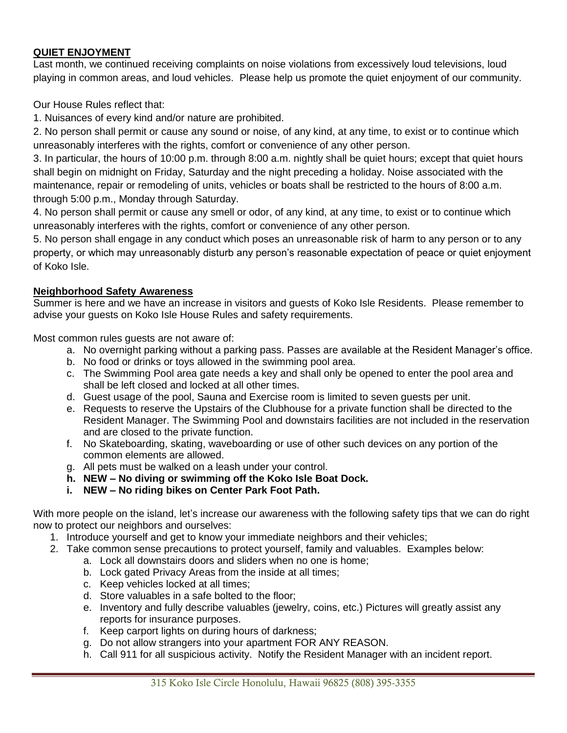**QUIET ENJOYMENT**

Last month, we continued receiving complaints on noise violations from excessively loud televisions, loud playing in common areas, and loud vehicles. Please help us promote the quiet enjoyment of our community.

Our House Rules reflect that:

1. Nuisances of every kind and/or nature are prohibited.
2. No person shall permit or cause any sound or noise, of any kind, at any time, to exist or to continue which unreasonably interferes with the rights, comfort or convenience of any other person.
3. In particular, the hours of 10:00 p.m. through 8:00 a.m. nightly shall be quiet hours; except that quiet hours shall begin on midnight on Friday, Saturday and the night preceding a holiday. Noise associated with the maintenance, repair or remodeling of units, vehicles or boats shall be restricted to the hours of 8:00 a.m. through 5:00 p.m., Monday through Saturday.
4. No person shall permit or cause any smell or odor, of any kind, at any time, to exist or to continue which unreasonably interferes with the rights, comfort or convenience of any other person.
5. No person shall engage in any conduct which poses an unreasonable risk of harm to any person or to any property, or which may unreasonably disturb any person's reasonable expectation of peace or quiet enjoyment of Koko Isle.

**Neighborhood Safety Awareness**

Summer is here and we have an increase in visitors and guests of Koko Isle Residents. Please remember to advise your guests on Koko Isle House Rules and safety requirements.

Most common rules guests are not aware of:

a. No overnight parking without a parking pass. Passes are available at the Resident Manager's office.
b. No food or drinks or toys allowed in the swimming pool area.
c. The Swimming Pool area gate needs a key and shall only be opened to enter the pool area and shall be left closed and locked at all other times.
d. Guest usage of the pool, Sauna and Exercise room is limited to seven guests per unit.
e. Requests to reserve the Upstairs of the Clubhouse for a private function shall be directed to the Resident Manager. The Swimming Pool and downstairs facilities are not included in the reservation and are closed to the private function.
f. No Skateboarding, skating, waveboarding or use of other such devices on any portion of the common elements are allowed.
g. All pets must be walked on a leash under your control.
h. **NEW – No diving or swimming off the Koko Isle Boat Dock.**
i. **NEW – No riding bikes on Center Park Foot Path.**

With more people on the island, let's increase our awareness with the following safety tips that we can do right now to protect our neighbors and ourselves:

1. Introduce yourself and get to know your immediate neighbors and their vehicles;
2. Take common sense precautions to protect yourself, family and valuables. Examples below:
   a. Lock all downstairs doors and sliders when no one is home;
   b. Lock gated Privacy Areas from the inside at all times;
   c. Keep vehicles locked at all times;
   d. Store valuables in a safe bolted to the floor;
   e. Inventory and fully describe valuables (jewelry, coins, etc.) Pictures will greatly assist any reports for insurance purposes.
   f. Keep carport lights on during hours of darkness;
   g. Do not allow strangers into your apartment FOR ANY REASON.
   h. Call 911 for all suspicious activity. Notify the Resident Manager with an incident report.